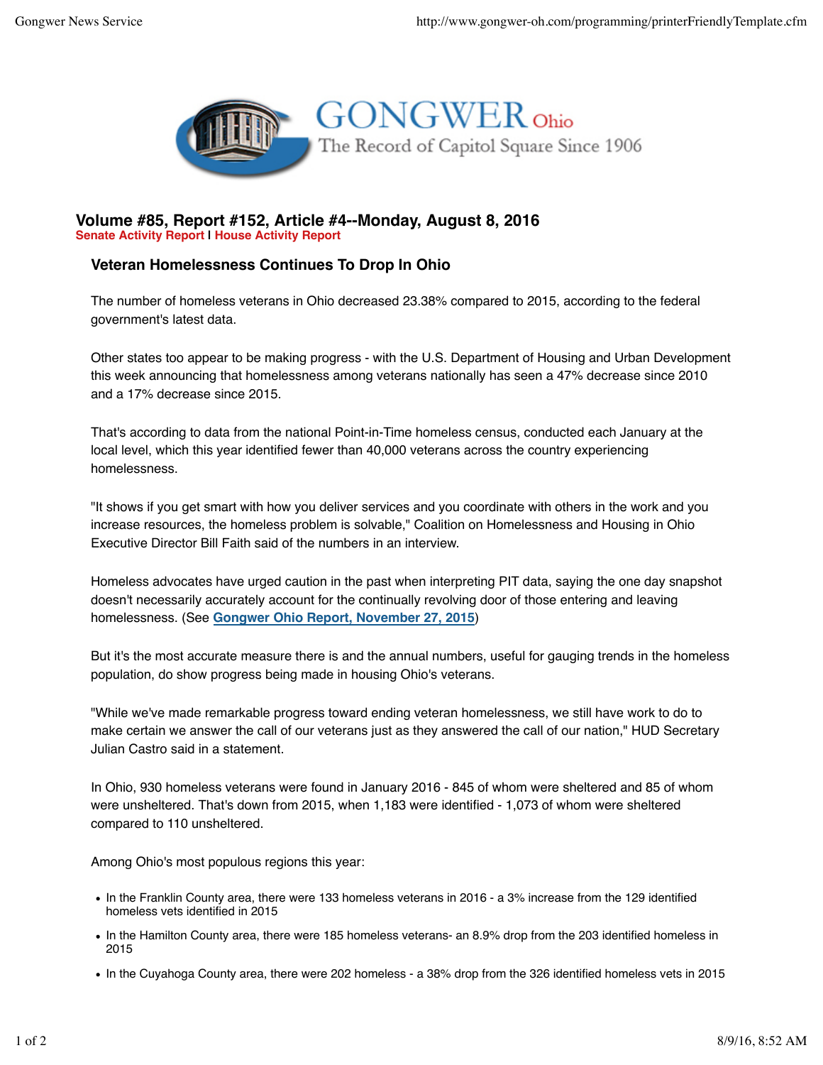# Volume #85, Report #152, Article #4--Monday, August 8, 2016

**Senate Activity Report | House Activity Report**

## Veteran Homelessness Continues To Drop In Ohio

The number of homeless veterans in Ohio decreased 23.38% compared to 2015, according to the federal government's latest data.

Other states too appear to be making progress - with the U.S. Department of Housing and Urban Development this week announcing that homelessness among veterans nationally has seen a 47% decrease since 2010 and a 17% decrease since 2015.

That's according to data from the national Point-in-Time homeless census, conducted each January at the local level, which this year identified fewer than 40,000 veterans across the country experiencing homelessness.

"It shows if you get smart with how you deliver services and you coordinate with others in the work and you increase resources, the homeless problem is solvable," Coalition on Homelessness and Housing in Ohio Executive Director Bill Faith said of the numbers in an interview.

Homeless advocates have urged caution in the past when interpreting PIT data, saying the one day snapshot doesn't necessarily accurately account for the continually revolving door of those entering and leaving homelessness. (See **Gongwer Ohio Report, November 27, 2015**)

But it's the most accurate measure there is and the annual numbers, useful for gauging trends in the homeless population, do show progress being made in housing Ohio's veterans.

"While we've made remarkable progress toward ending veteran homelessness, we still have work to do to make certain we answer the call of our veterans just as they answered the call of our nation," HUD Secretary Julian Castro said in a statement.

In Ohio, 930 homeless veterans were found in January 2016 - 845 of whom were sheltered and 85 of whom were unsheltered. That's down from 2015, when 1,183 were identified - 1,073 of whom were sheltered compared to 110 unsheltered.

Among Ohio's most populous regions this year:

- In the Franklin County area, there were 133 homeless veterans in 2016 - a 3% increase from the 129 identified homeless vets identified in 2015
- In the Hamilton County area, there were 185 homeless veterans- an 8.9% drop from the 203 identified homeless in 2015
- In the Cuyahoga County area, there were 202 homeless - a 38% drop from the 326 identified homeless vets in 2015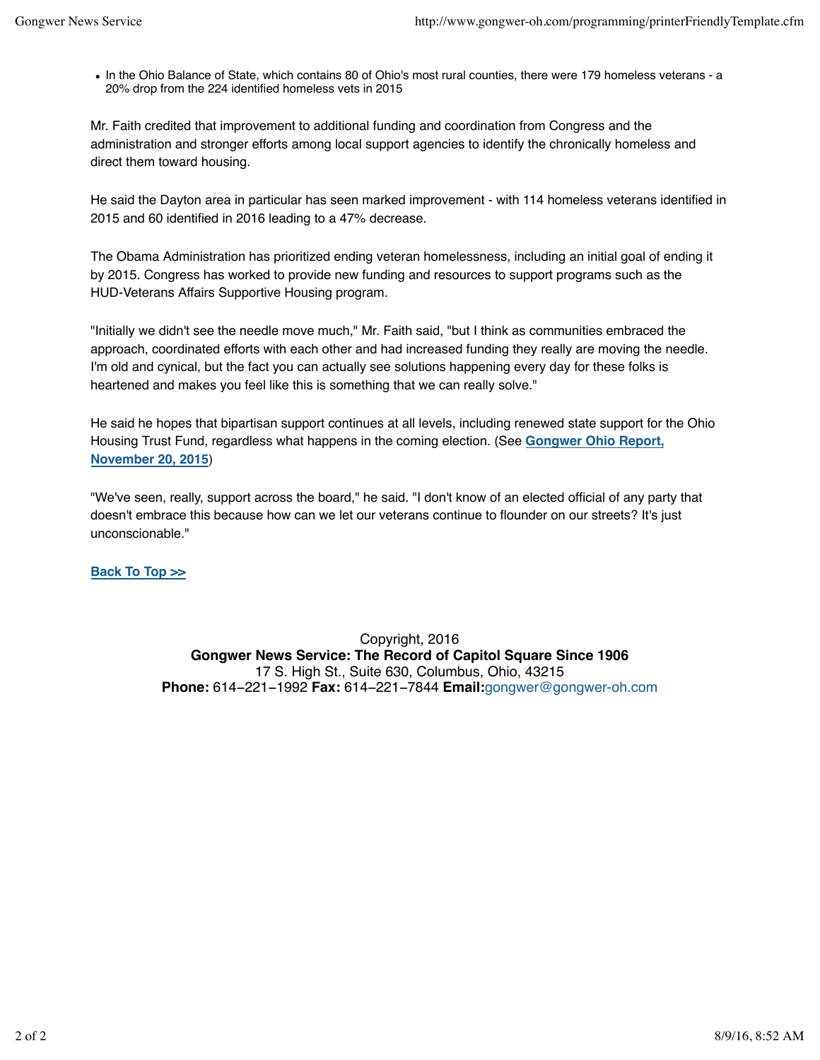- In the Ohio Balance of State, which contains 80 of Ohio's most rural counties, there were 179 homeless veterans - a 20% drop from the 224 identified homeless vets in 2015

Mr. Faith credited that improvement to additional funding and coordination from Congress and the administration and stronger efforts among local support agencies to identify the chronically homeless and direct them toward housing.

He said the Dayton area in particular has seen marked improvement - with 114 homeless veterans identified in 2015 and 60 identified in 2016 leading to a 47% decrease.

The Obama Administration has prioritized ending veteran homelessness, including an initial goal of ending it by 2015. Congress has worked to provide new funding and resources to support programs such as the HUD-Veterans Affairs Supportive Housing program.

"Initially we didn't see the needle move much," Mr. Faith said, "but I think as communities embraced the approach, coordinated efforts with each other and had increased funding they really are moving the needle. I'm old and cynical, but the fact you can actually see solutions happening every day for these folks is heartened and makes you feel like this is something that we can really solve."

He said he hopes that bipartisan support continues at all levels, including renewed state support for the Ohio Housing Trust Fund, regardless what happens in the coming election. (See **Gongwer Ohio Report, November 20, 2015**)

"We've seen, really, support across the board," he said. "I don't know of an elected official of any party that doesn't embrace this because how can we let our veterans continue to flounder on our streets? It's just unconscionable."

**Back To Top >>**

Copyright, 2016
**Gongwer News Service: The Record of Capitol Square Since 1906**
17 S. High St., Suite 630, Columbus, Ohio, 43215
**Phone:** 614–221–1992 **Fax:** 614–221–7844 **Email:** gongwer@gongwer-oh.com